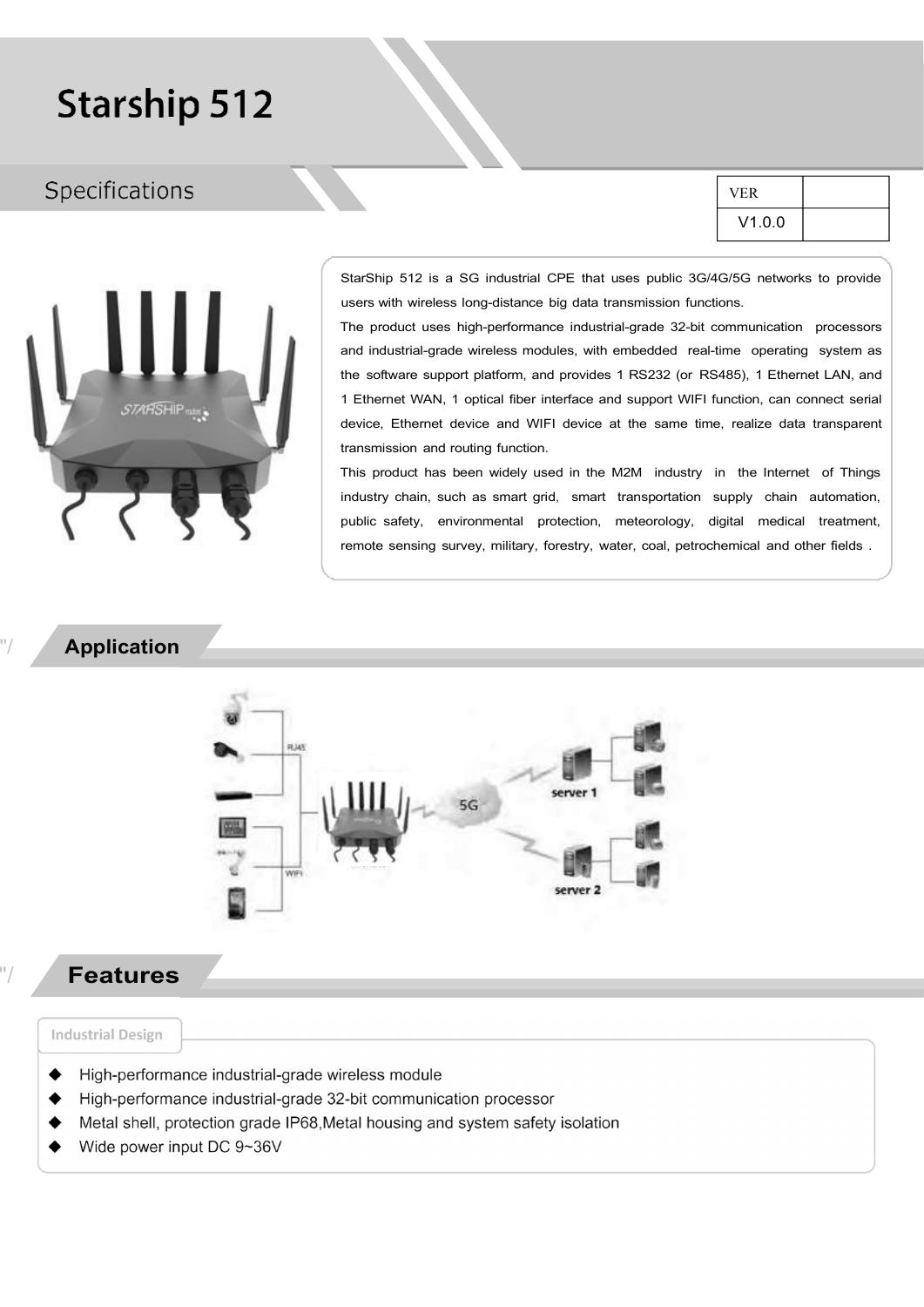# Starship 512

## Specifications

| VER | |
|---|---|
| V1.0.0 | |

StarShip 512 is a SG industrial CPE that uses public 3G/4G/5G networks to provide users with wireless long-distance big data transmission functions.

The product uses high-performance industrial-grade 32-bit communication processors and industrial-grade wireless modules, with embedded real-time operating system as the software support platform, and provides 1 RS232 (or RS485), 1 Ethernet LAN, and 1 Ethernet WAN, 1 optical fiber interface and support WIFI function, can connect serial device, Ethernet device and WIFI device at the same time, realize data transparent transmission and routing function.

This product has been widely used in the M2M industry in the Internet of Things industry chain, such as smart grid, smart transportation supply chain automation, public safety, environmental protection, meteorology, digital medical treatment, remote sensing survey, military, forestry, water, coal, petrochemical and other fields .

## Application

## Features

### Industrial Design

- High-performance industrial-grade wireless module
- High-performance industrial-grade 32-bit communication processor
- Metal shell, protection grade IP68,Metal housing and system safety isolation
- Wide power input DC 9~36V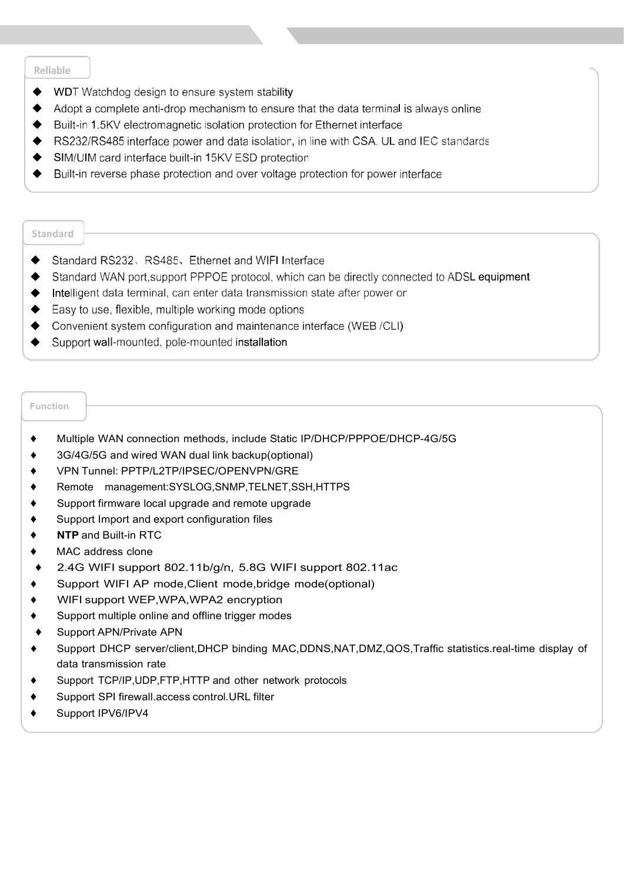## Reliable

- WDT Watchdog design to ensure system stability
- Adopt a complete anti-drop mechanism to ensure that the data terminal is always online
- Built-in 1.5KV electromagnetic isolation protection for Ethernet interface
- RS232/RS485 interface power and data isolation, in line with CSA, UL and IEC standards
- SIM/UIM card interface built-in 15KV ESD protection
- Built-in reverse phase protection and over voltage protection for power interface

## Standard

- Standard RS232、RS485、Ethernet and WIFI Interface
- Standard WAN port,support PPPOE protocol, which can be directly connected to ADSL equipment
- Intelligent data terminal, can enter data transmission state after power on
- Easy to use, flexible, multiple working mode options
- Convenient system configuration and maintenance interface (WEB /CLI)
- Support wall-mounted, pole-mounted installation

## Function

- Multiple WAN connection methods, include Static IP/DHCP/PPPOE/DHCP-4G/5G
- 3G/4G/5G and wired WAN dual link backup(optional)
- VPN Tunnel: PPTP/L2TP/IPSEC/OPENVPN/GRE
- Remote management:SYSLOG,SNMP,TELNET,SSH,HTTPS
- Support firmware local upgrade and remote upgrade
- Support Import and export configuration files
- **NTP** and Built-in RTC
- MAC address clone
- 2.4G WIFI support 802.11b/g/n, 5.8G WIFI support 802.11ac
- Support WIFI AP mode,Client mode,bridge mode(optional)
- WIFI support WEP,WPA,WPA2 encryption
- Support multiple online and offline trigger modes
- Support APN/Private APN
- Support DHCP server/client,DHCP binding MAC,DDNS,NAT,DMZ,QOS,Traffic statistics.real-time display of data transmission rate
- Support TCP/IP,UDP,FTP,HTTP and other network protocols
- Support SPI firewall.access control.URL filter
- Support IPV6/IPV4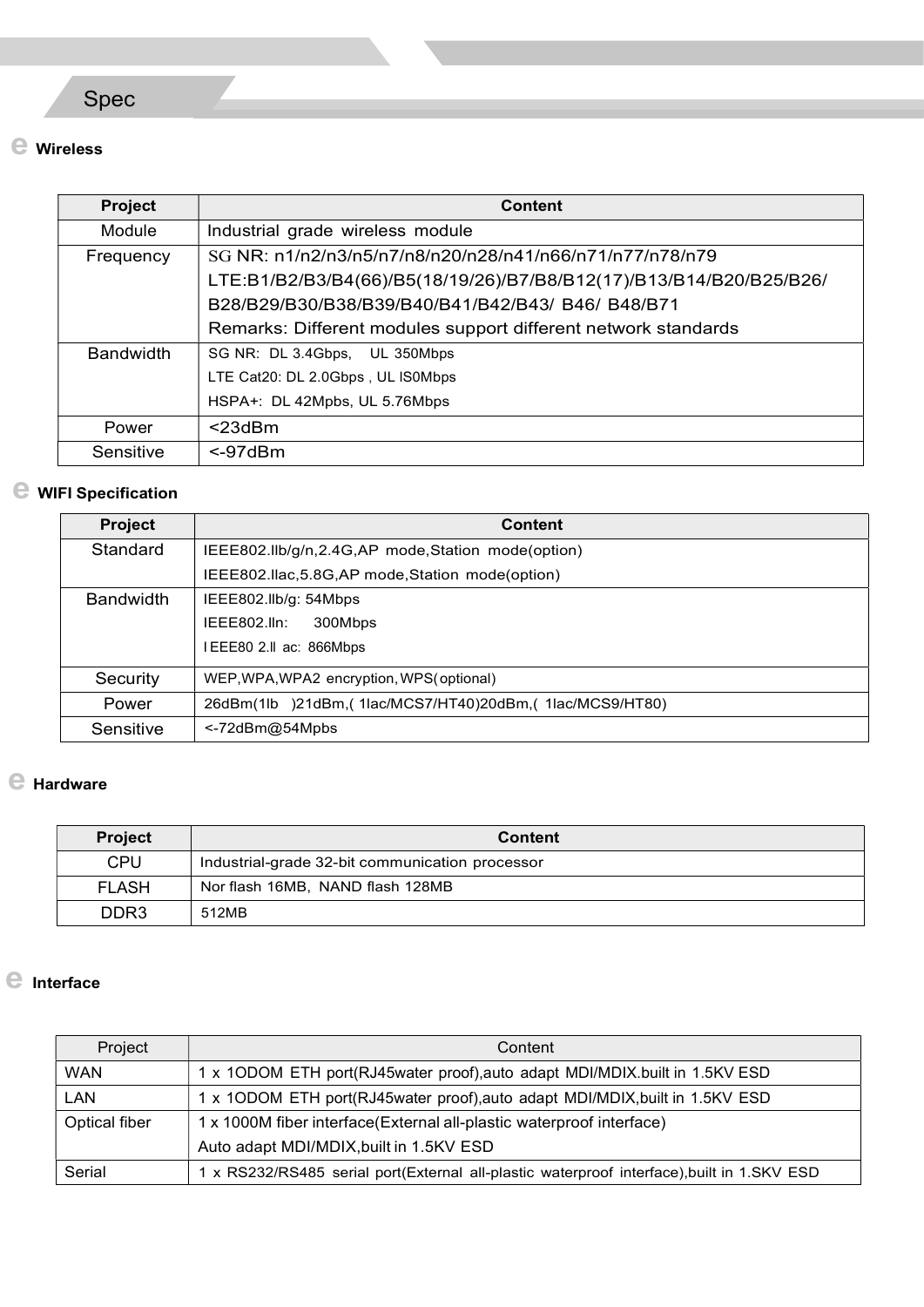## Spec

### Wireless

| Project | Content |
|---|---|
| Module | Industrial grade wireless module |
| Frequency | SG NR: n1/n2/n3/n5/n7/n8/n20/n28/n41/n66/n71/n77/n78/n79<br>LTE:B1/B2/B3/B4(66)/B5(18/19/26)/B7/B8/B12(17)/B13/B14/B20/B25/B26/ B28/B29/B30/B38/B39/B40/B41/B42/B43/ B46/ B48/B71<br>Remarks: Different modules support different network standards |
| Bandwidth | SG NR: DL 3.4Gbps, UL 350Mbps<br>LTE Cat20: DL 2.0Gbps , UL lS0Mbps<br>HSPA+: DL 42Mpbs, UL 5.76Mbps |
| Power | <23dBm |
| Sensitive | <-97dBm |

### WIFI Specification

| Project | Content |
|---|---|
| Standard | IEEE802.llb/g/n,2.4G,AP mode,Station mode(option)<br>IEEE802.llac,5.8G,AP mode,Station mode(option) |
| Bandwidth | IEEE802.llb/g: 54Mbps<br>IEEE802.lln: 300Mbps<br>l EEE80 2.ll ac: 866Mbps |
| Security | WEP,WPA,WPA2 encryption, WPS(optional) |
| Power | 26dBm(1lb )21dBm,( 1lac/MCS7/HT40)20dBm,( 1lac/MCS9/HT80) |
| Sensitive | <-72dBm@54Mpbs |

### Hardware

| Project | Content |
|---|---|
| CPU | Industrial-grade 32-bit communication processor |
| FLASH | Nor flash 16MB, NAND flash 128MB |
| DDR3 | 512MB |

### Interface

| Project | Content |
|---|---|
| WAN | 1 x 1ODOM ETH port(RJ45water proof),auto adapt MDI/MDIX.built in 1.5KV ESD |
| LAN | 1 x 1ODOM ETH port(RJ45water proof),auto adapt MDI/MDIX,built in 1.5KV ESD |
| Optical fiber | 1 x 1000M fiber interface(External all-plastic waterproof interface)<br>Auto adapt MDI/MDIX,built in 1.5KV ESD |
| Serial | 1 x RS232/RS485 serial port(External all-plastic waterproof interface),built in 1.SKV ESD |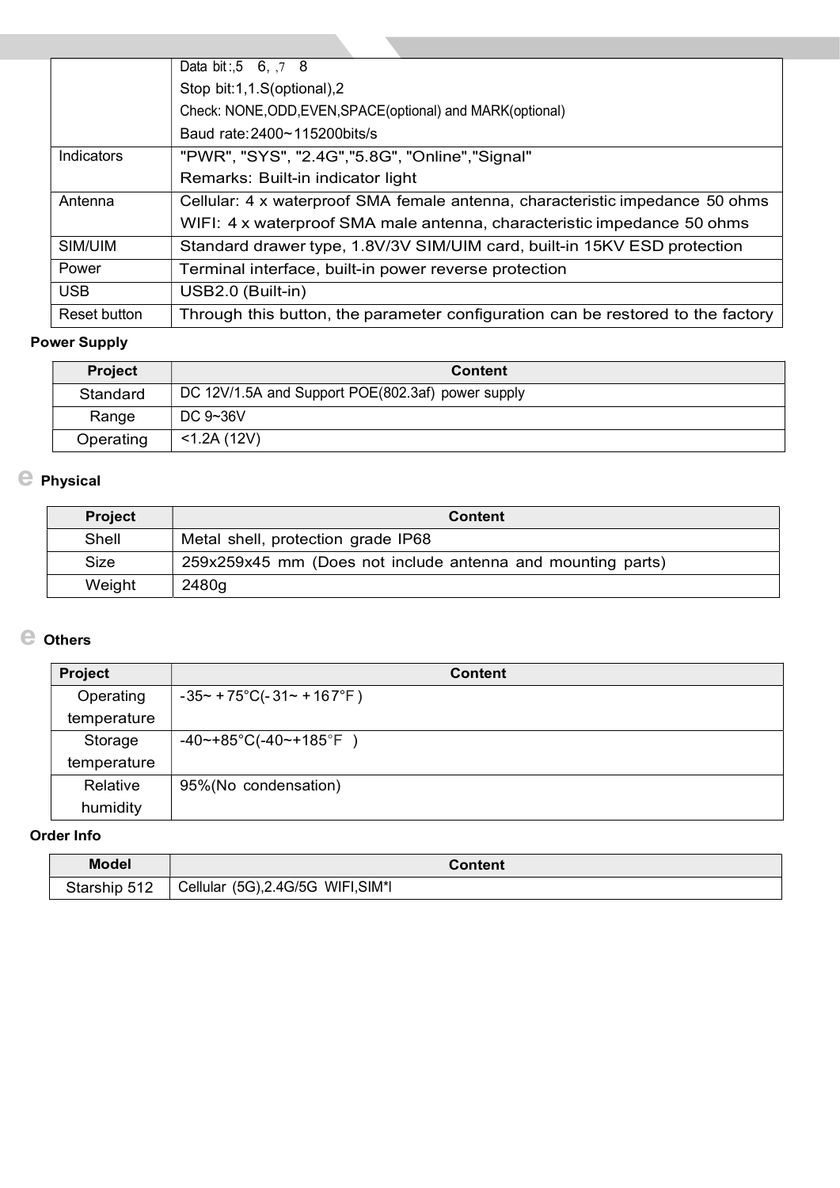| | |
|---|---|
| | Data bit:,5 6, ,7 8<br>Stop bit:1,1.S(optional),2<br>Check: NONE,ODD,EVEN,SPACE(optional) and MARK(optional)<br>Baud rate:2400~115200bits/s |
| Indicators | "PWR", "SYS", "2.4G","5.8G", "Online","Signal"<br>Remarks: Built-in indicator light |
| Antenna | Cellular: 4 x waterproof SMA female antenna, characteristic impedance 50 ohms<br>WIFI: 4 x waterproof SMA male antenna, characteristic impedance 50 ohms |
| SIM/UIM | Standard drawer type, 1.8V/3V SIM/UIM card, built-in 15KV ESD protection |
| Power | Terminal interface, built-in power reverse protection |
| USB | USB2.0 (Built-in) |
| Reset button | Through this button, the parameter configuration can be restored to the factory |

**Power Supply**

| Project | Content |
|---|---|
| Standard | DC 12V/1.5A and Support POE(802.3af) power supply |
| Range | DC 9~36V |
| Operating | <1.2A (12V) |

**Physical**

| Project | Content |
|---|---|
| Shell | Metal shell, protection grade IP68 |
| Size | 259x259x45 mm (Does not include antenna and mounting parts) |
| Weight | 2480g |

**Others**

| Project | Content |
|---|---|
| Operating temperature | -35~ +75°C(-31~ +167°F) |
| Storage temperature | -40~+85°C(-40~+185°F ) |
| Relative humidity | 95%(No condensation) |

**Order Info**

| Model | Content |
|---|---|
| Starship 512 | Cellular (5G),2.4G/5G WIFI,SIM*l |